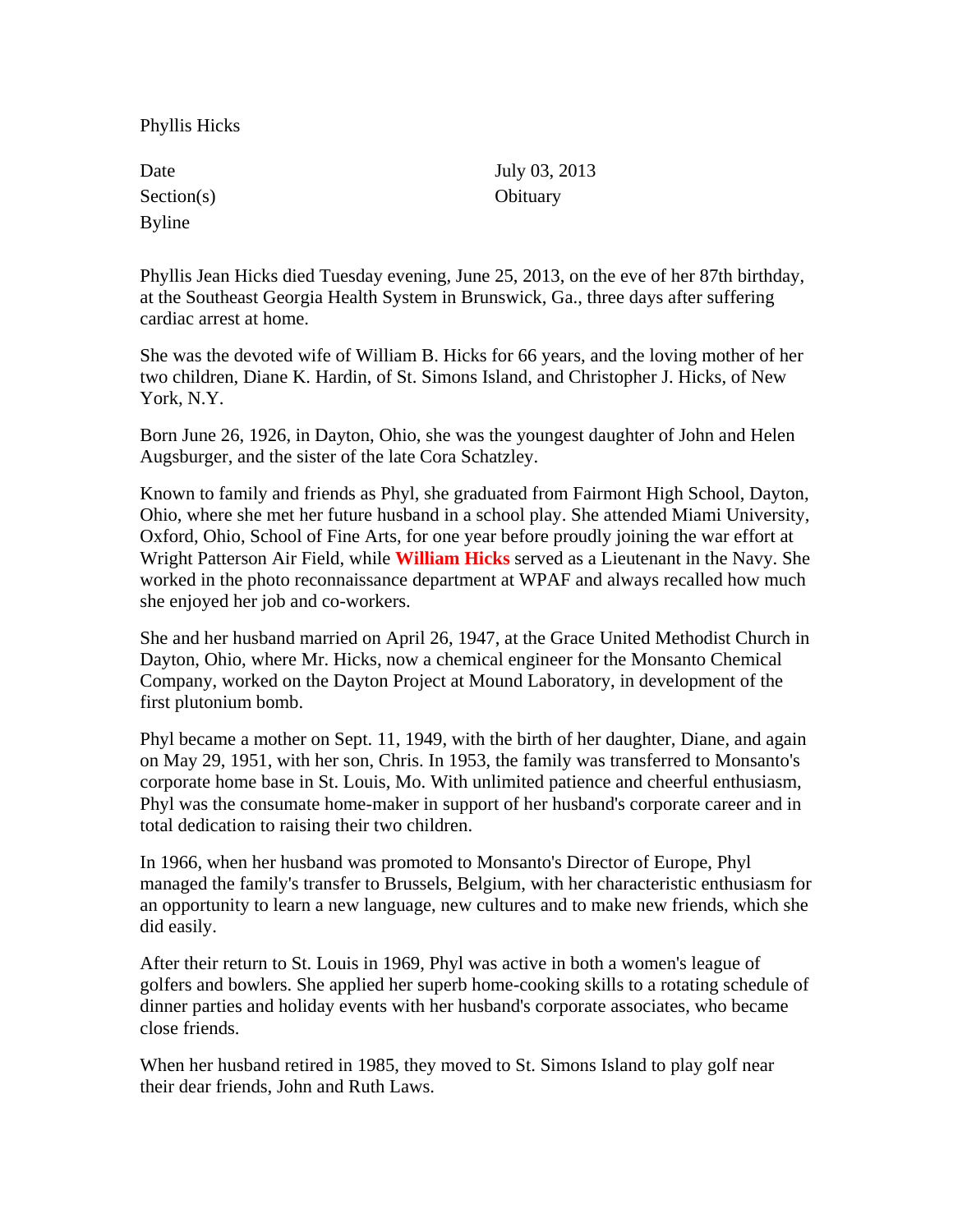Phyllis Hicks

| | |
|---|---|
| Date | July 03, 2013 |
| Section(s) | Obituary |
| Byline | |

Phyllis Jean Hicks died Tuesday evening, June 25, 2013, on the eve of her 87th birthday, at the Southeast Georgia Health System in Brunswick, Ga., three days after suffering cardiac arrest at home.

She was the devoted wife of William B. Hicks for 66 years, and the loving mother of her two children, Diane K. Hardin, of St. Simons Island, and Christopher J. Hicks, of New York, N.Y.

Born June 26, 1926, in Dayton, Ohio, she was the youngest daughter of John and Helen Augsburger, and the sister of the late Cora Schatzley.

Known to family and friends as Phyl, she graduated from Fairmont High School, Dayton, Ohio, where she met her future husband in a school play. She attended Miami University, Oxford, Ohio, School of Fine Arts, for one year before proudly joining the war effort at Wright Patterson Air Field, while **William Hicks** served as a Lieutenant in the Navy. She worked in the photo reconnaissance department at WPAF and always recalled how much she enjoyed her job and co-workers.

She and her husband married on April 26, 1947, at the Grace United Methodist Church in Dayton, Ohio, where Mr. Hicks, now a chemical engineer for the Monsanto Chemical Company, worked on the Dayton Project at Mound Laboratory, in development of the first plutonium bomb.

Phyl became a mother on Sept. 11, 1949, with the birth of her daughter, Diane, and again on May 29, 1951, with her son, Chris. In 1953, the family was transferred to Monsanto's corporate home base in St. Louis, Mo. With unlimited patience and cheerful enthusiasm, Phyl was the consumate home-maker in support of her husband's corporate career and in total dedication to raising their two children.

In 1966, when her husband was promoted to Monsanto's Director of Europe, Phyl managed the family's transfer to Brussels, Belgium, with her characteristic enthusiasm for an opportunity to learn a new language, new cultures and to make new friends, which she did easily.

After their return to St. Louis in 1969, Phyl was active in both a women's league of golfers and bowlers. She applied her superb home-cooking skills to a rotating schedule of dinner parties and holiday events with her husband's corporate associates, who became close friends.

When her husband retired in 1985, they moved to St. Simons Island to play golf near their dear friends, John and Ruth Laws.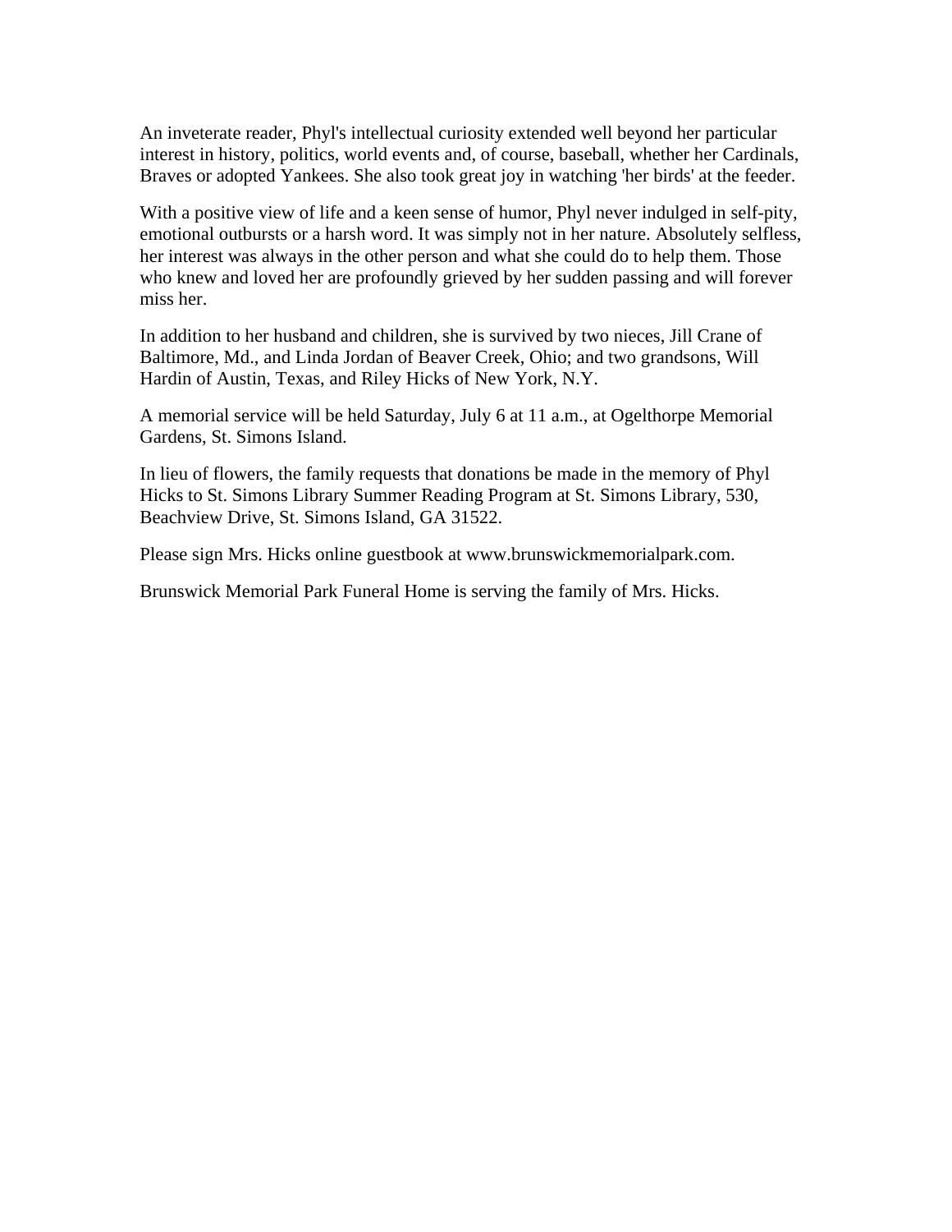An inveterate reader, Phyl's intellectual curiosity extended well beyond her particular interest in history, politics, world events and, of course, baseball, whether her Cardinals, Braves or adopted Yankees. She also took great joy in watching 'her birds' at the feeder.

With a positive view of life and a keen sense of humor, Phyl never indulged in self-pity, emotional outbursts or a harsh word. It was simply not in her nature. Absolutely selfless, her interest was always in the other person and what she could do to help them. Those who knew and loved her are profoundly grieved by her sudden passing and will forever miss her.

In addition to her husband and children, she is survived by two nieces, Jill Crane of Baltimore, Md., and Linda Jordan of Beaver Creek, Ohio; and two grandsons, Will Hardin of Austin, Texas, and Riley Hicks of New York, N.Y.

A memorial service will be held Saturday, July 6 at 11 a.m., at Ogelthorpe Memorial Gardens, St. Simons Island.

In lieu of flowers, the family requests that donations be made in the memory of Phyl Hicks to St. Simons Library Summer Reading Program at St. Simons Library, 530, Beachview Drive, St. Simons Island, GA 31522.

Please sign Mrs. Hicks online guestbook at www.brunswickmemorialpark.com.

Brunswick Memorial Park Funeral Home is serving the family of Mrs. Hicks.